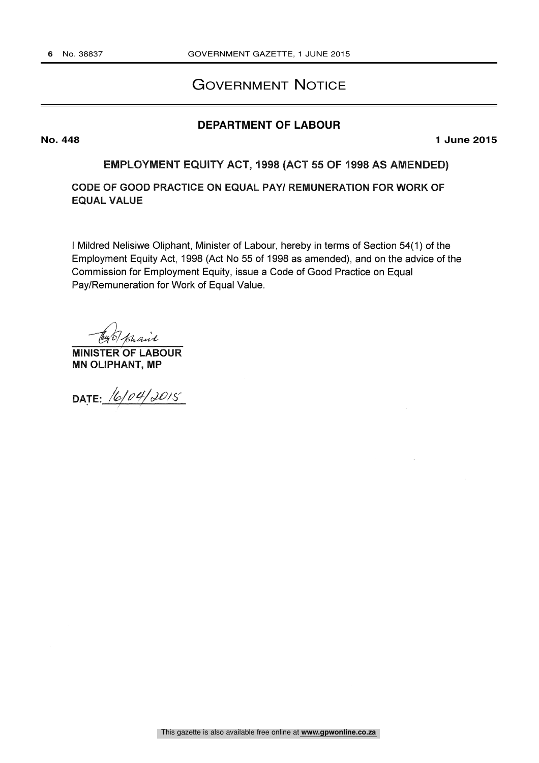# Government Notice

## DEPARTMENT OF LABOUR

**No. 448** **1 June 2015**

### EMPLOYMENT EQUITY ACT, 1998 (ACT 55 OF 1998 AS AMENDED)

**CODE OF GOOD PRACTICE ON EQUAL PAY/ REMUNERATION FOR WORK OF EQUAL VALUE**

I Mildred Nelisiwe Oliphant, Minister of Labour, hereby in terms of Section 54(1) of the Employment Equity Act, 1998 (Act No 55 of 1998 as amended), and on the advice of the Commission for Employment Equity, issue a Code of Good Practice on Equal Pay/Remuneration for Work of Equal Value.

**MINISTER OF LABOUR**
**MN OLIPHANT, MP**

DATE: 16/04/2015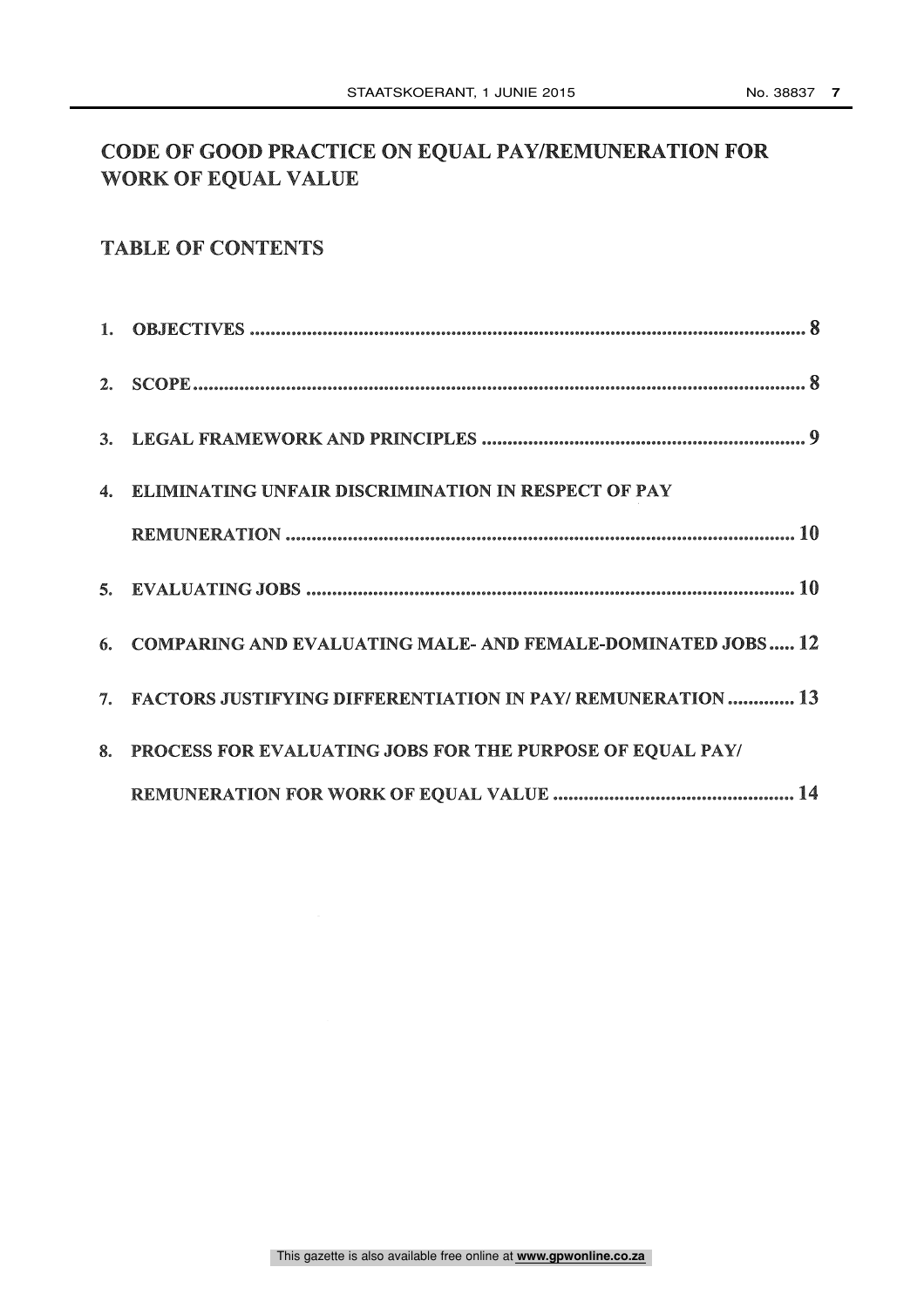# CODE OF GOOD PRACTICE ON EQUAL PAY/REMUNERATION FOR WORK OF EQUAL VALUE

## TABLE OF CONTENTS

1. OBJECTIVES ........................................................................................................ 8
2. SCOPE .................................................................................................................. 8
3. LEGAL FRAMEWORK AND PRINCIPLES ................................................................ 9
4. ELIMINATING UNFAIR DISCRIMINATION IN RESPECT OF PAY REMUNERATION ................................................................................................ 10
5. EVALUATING JOBS ........................................................................................... 10
6. COMPARING AND EVALUATING MALE- AND FEMALE-DOMINATED JOBS ..... 12
7. FACTORS JUSTIFYING DIFFERENTIATION IN PAY/ REMUNERATION ............. 13
8. PROCESS FOR EVALUATING JOBS FOR THE PURPOSE OF EQUAL PAY/ REMUNERATION FOR WORK OF EQUAL VALUE ............................................ 14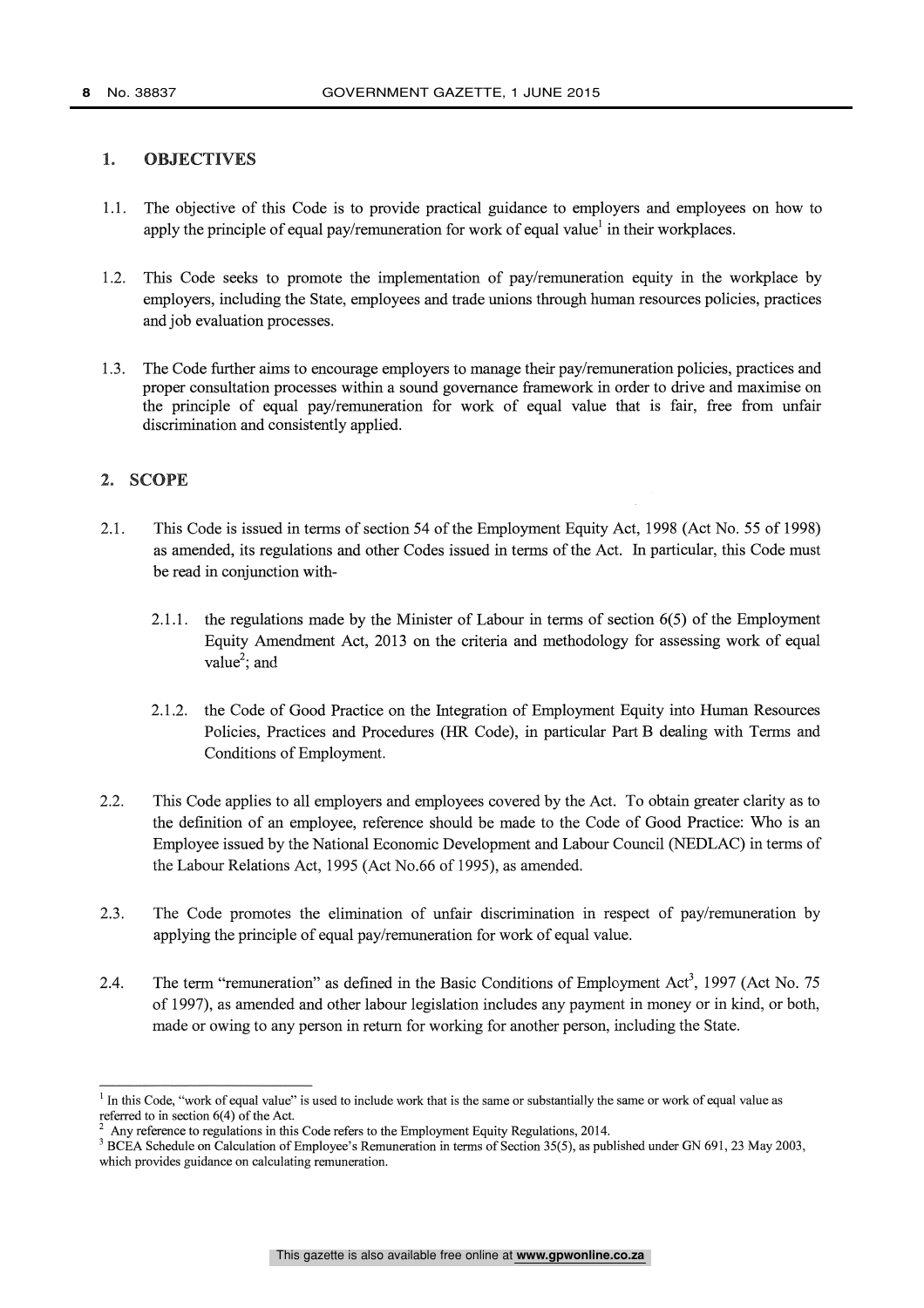## 1. OBJECTIVES

1.1. The objective of this Code is to provide practical guidance to employers and employees on how to apply the principle of equal pay/remuneration for work of equal value[1] in their workplaces.

1.2. This Code seeks to promote the implementation of pay/remuneration equity in the workplace by employers, including the State, employees and trade unions through human resources policies, practices and job evaluation processes.

1.3. The Code further aims to encourage employers to manage their pay/remuneration policies, practices and proper consultation processes within a sound governance framework in order to drive and maximise on the principle of equal pay/remuneration for work of equal value that is fair, free from unfair discrimination and consistently applied.

## 2. SCOPE

2.1. This Code is issued in terms of section 54 of the Employment Equity Act, 1998 (Act No. 55 of 1998) as amended, its regulations and other Codes issued in terms of the Act. In particular, this Code must be read in conjunction with-

2.1.1. the regulations made by the Minister of Labour in terms of section 6(5) of the Employment Equity Amendment Act, 2013 on the criteria and methodology for assessing work of equal value[2]; and

2.1.2. the Code of Good Practice on the Integration of Employment Equity into Human Resources Policies, Practices and Procedures (HR Code), in particular Part B dealing with Terms and Conditions of Employment.

2.2. This Code applies to all employers and employees covered by the Act. To obtain greater clarity as to the definition of an employee, reference should be made to the Code of Good Practice: Who is an Employee issued by the National Economic Development and Labour Council (NEDLAC) in terms of the Labour Relations Act, 1995 (Act No.66 of 1995), as amended.

2.3. The Code promotes the elimination of unfair discrimination in respect of pay/remuneration by applying the principle of equal pay/remuneration for work of equal value.

2.4. The term "remuneration" as defined in the Basic Conditions of Employment Act[3], 1997 (Act No. 75 of 1997), as amended and other labour legislation includes any payment in money or in kind, or both, made or owing to any person in return for working for another person, including the State.

---

[1] In this Code, "work of equal value" is used to include work that is the same or substantially the same or work of equal value as referred to in section 6(4) of the Act.

[2] Any reference to regulations in this Code refers to the Employment Equity Regulations, 2014.

[3] BCEA Schedule on Calculation of Employee's Remuneration in terms of Section 35(5), as published under GN 691, 23 May 2003, which provides guidance on calculating remuneration.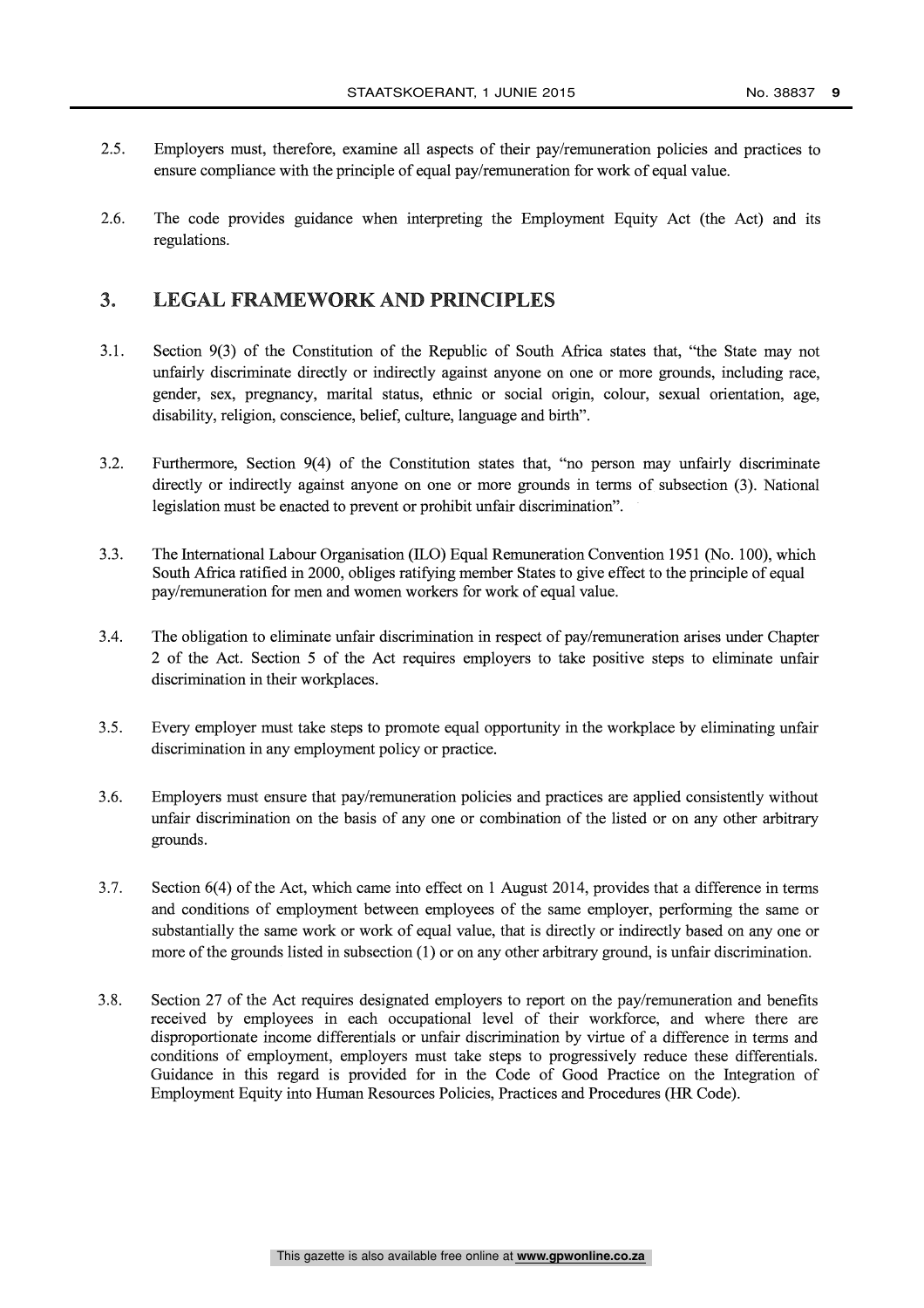2.5. Employers must, therefore, examine all aspects of their pay/remuneration policies and practices to ensure compliance with the principle of equal pay/remuneration for work of equal value.

2.6. The code provides guidance when interpreting the Employment Equity Act (the Act) and its regulations.

## 3. LEGAL FRAMEWORK AND PRINCIPLES

3.1. Section 9(3) of the Constitution of the Republic of South Africa states that, "the State may not unfairly discriminate directly or indirectly against anyone on one or more grounds, including race, gender, sex, pregnancy, marital status, ethnic or social origin, colour, sexual orientation, age, disability, religion, conscience, belief, culture, language and birth".

3.2. Furthermore, Section 9(4) of the Constitution states that, "no person may unfairly discriminate directly or indirectly against anyone on one or more grounds in terms of subsection (3). National legislation must be enacted to prevent or prohibit unfair discrimination".

3.3. The International Labour Organisation (ILO) Equal Remuneration Convention 1951 (No. 100), which South Africa ratified in 2000, obliges ratifying member States to give effect to the principle of equal pay/remuneration for men and women workers for work of equal value.

3.4. The obligation to eliminate unfair discrimination in respect of pay/remuneration arises under Chapter 2 of the Act. Section 5 of the Act requires employers to take positive steps to eliminate unfair discrimination in their workplaces.

3.5. Every employer must take steps to promote equal opportunity in the workplace by eliminating unfair discrimination in any employment policy or practice.

3.6. Employers must ensure that pay/remuneration policies and practices are applied consistently without unfair discrimination on the basis of any one or combination of the listed or on any other arbitrary grounds.

3.7. Section 6(4) of the Act, which came into effect on 1 August 2014, provides that a difference in terms and conditions of employment between employees of the same employer, performing the same or substantially the same work or work of equal value, that is directly or indirectly based on any one or more of the grounds listed in subsection (1) or on any other arbitrary ground, is unfair discrimination.

3.8. Section 27 of the Act requires designated employers to report on the pay/remuneration and benefits received by employees in each occupational level of their workforce, and where there are disproportionate income differentials or unfair discrimination by virtue of a difference in terms and conditions of employment, employers must take steps to progressively reduce these differentials. Guidance in this regard is provided for in the Code of Good Practice on the Integration of Employment Equity into Human Resources Policies, Practices and Procedures (HR Code).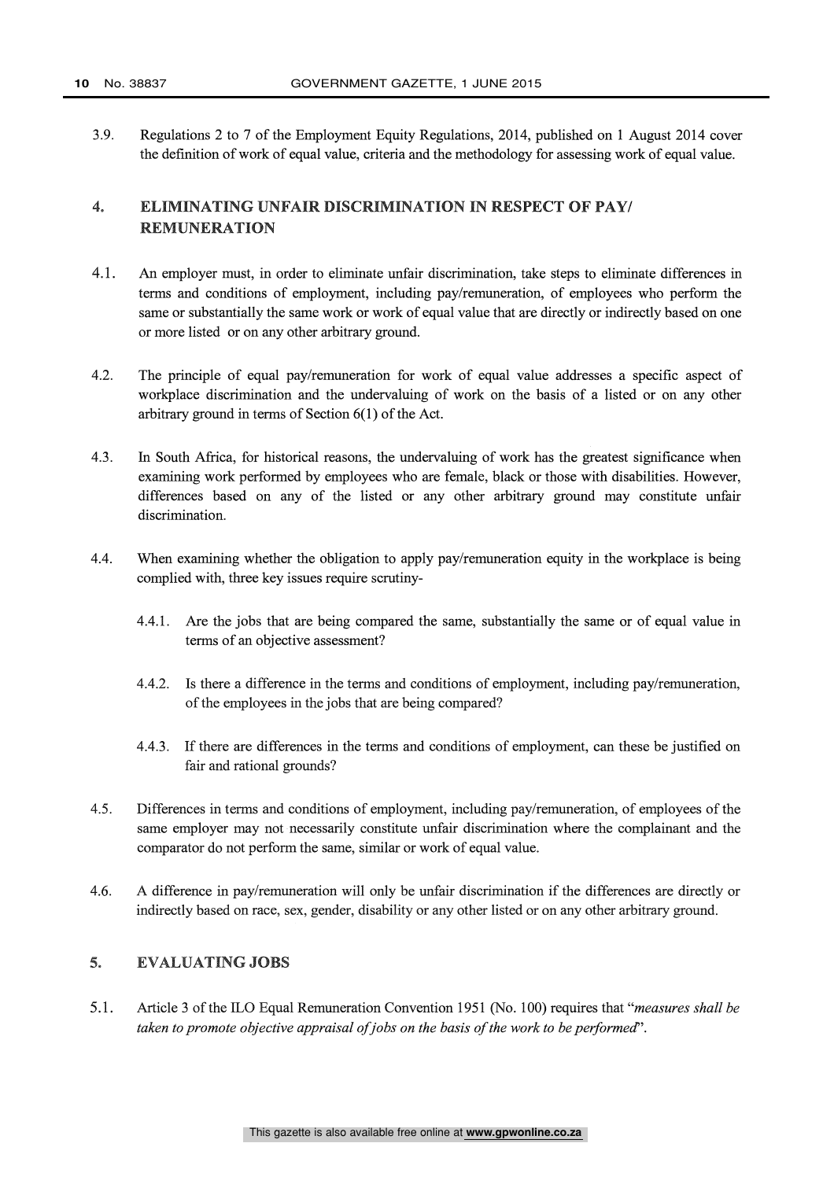3.9. Regulations 2 to 7 of the Employment Equity Regulations, 2014, published on 1 August 2014 cover the definition of work of equal value, criteria and the methodology for assessing work of equal value.

## 4. ELIMINATING UNFAIR DISCRIMINATION IN RESPECT OF PAY/ REMUNERATION

4.1. An employer must, in order to eliminate unfair discrimination, take steps to eliminate differences in terms and conditions of employment, including pay/remuneration, of employees who perform the same or substantially the same work or work of equal value that are directly or indirectly based on one or more listed or on any other arbitrary ground.

4.2. The principle of equal pay/remuneration for work of equal value addresses a specific aspect of workplace discrimination and the undervaluing of work on the basis of a listed or on any other arbitrary ground in terms of Section 6(1) of the Act.

4.3. In South Africa, for historical reasons, the undervaluing of work has the greatest significance when examining work performed by employees who are female, black or those with disabilities. However, differences based on any of the listed or any other arbitrary ground may constitute unfair discrimination.

4.4. When examining whether the obligation to apply pay/remuneration equity in the workplace is being complied with, three key issues require scrutiny-

4.4.1. Are the jobs that are being compared the same, substantially the same or of equal value in terms of an objective assessment?

4.4.2. Is there a difference in the terms and conditions of employment, including pay/remuneration, of the employees in the jobs that are being compared?

4.4.3. If there are differences in the terms and conditions of employment, can these be justified on fair and rational grounds?

4.5. Differences in terms and conditions of employment, including pay/remuneration, of employees of the same employer may not necessarily constitute unfair discrimination where the complainant and the comparator do not perform the same, similar or work of equal value.

4.6. A difference in pay/remuneration will only be unfair discrimination if the differences are directly or indirectly based on race, sex, gender, disability or any other listed or on any other arbitrary ground.

## 5. EVALUATING JOBS

5.1. Article 3 of the ILO Equal Remuneration Convention 1951 (No. 100) requires that "*measures shall be taken to promote objective appraisal of jobs on the basis of the work to be performed*".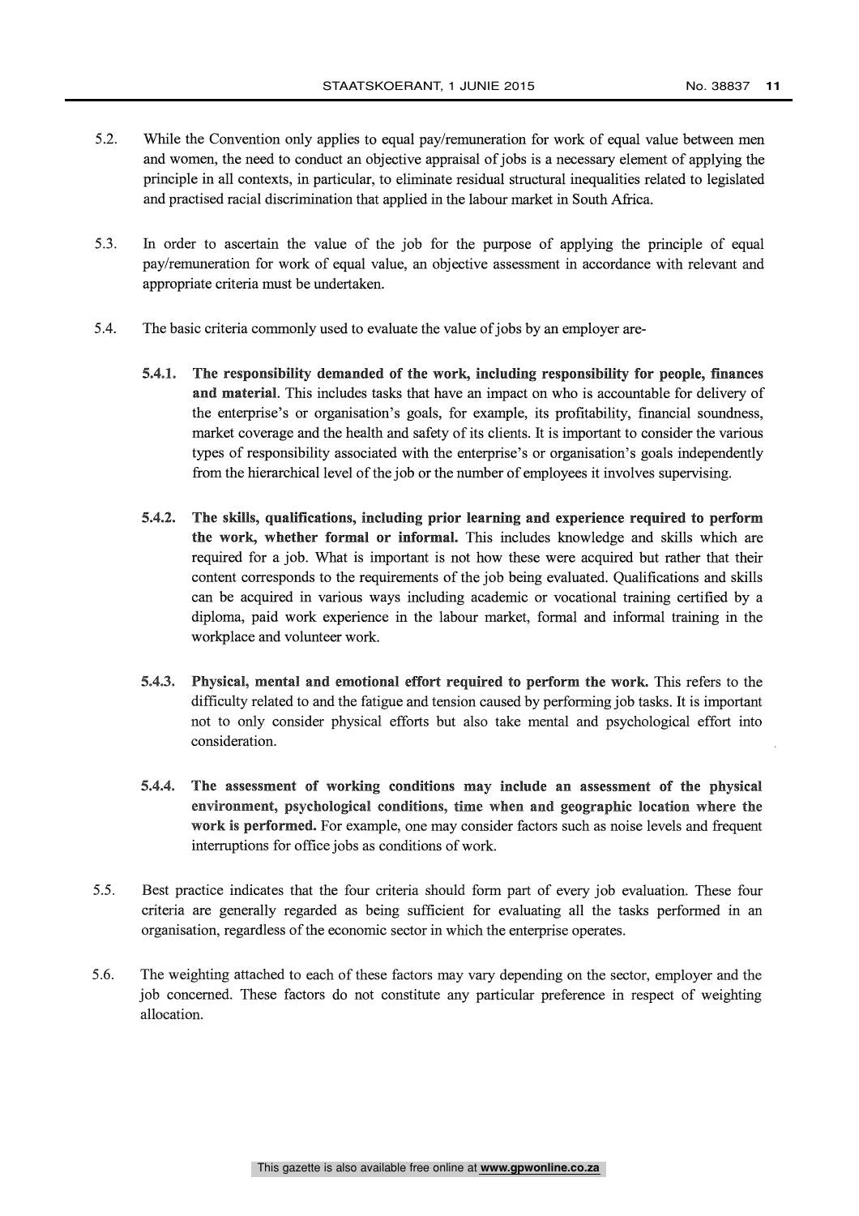5.2. While the Convention only applies to equal pay/remuneration for work of equal value between men and women, the need to conduct an objective appraisal of jobs is a necessary element of applying the principle in all contexts, in particular, to eliminate residual structural inequalities related to legislated and practised racial discrimination that applied in the labour market in South Africa.

5.3. In order to ascertain the value of the job for the purpose of applying the principle of equal pay/remuneration for work of equal value, an objective assessment in accordance with relevant and appropriate criteria must be undertaken.

5.4. The basic criteria commonly used to evaluate the value of jobs by an employer are-

**5.4.1. The responsibility demanded of the work, including responsibility for people, finances and material.** This includes tasks that have an impact on who is accountable for delivery of the enterprise's or organisation's goals, for example, its profitability, financial soundness, market coverage and the health and safety of its clients. It is important to consider the various types of responsibility associated with the enterprise's or organisation's goals independently from the hierarchical level of the job or the number of employees it involves supervising.

**5.4.2. The skills, qualifications, including prior learning and experience required to perform the work, whether formal or informal.** This includes knowledge and skills which are required for a job. What is important is not how these were acquired but rather that their content corresponds to the requirements of the job being evaluated. Qualifications and skills can be acquired in various ways including academic or vocational training certified by a diploma, paid work experience in the labour market, formal and informal training in the workplace and volunteer work.

**5.4.3. Physical, mental and emotional effort required to perform the work.** This refers to the difficulty related to and the fatigue and tension caused by performing job tasks. It is important not to only consider physical efforts but also take mental and psychological effort into consideration.

**5.4.4. The assessment of working conditions may include an assessment of the physical environment, psychological conditions, time when and geographic location where the work is performed.** For example, one may consider factors such as noise levels and frequent interruptions for office jobs as conditions of work.

5.5. Best practice indicates that the four criteria should form part of every job evaluation. These four criteria are generally regarded as being sufficient for evaluating all the tasks performed in an organisation, regardless of the economic sector in which the enterprise operates.

5.6. The weighting attached to each of these factors may vary depending on the sector, employer and the job concerned. These factors do not constitute any particular preference in respect of weighting allocation.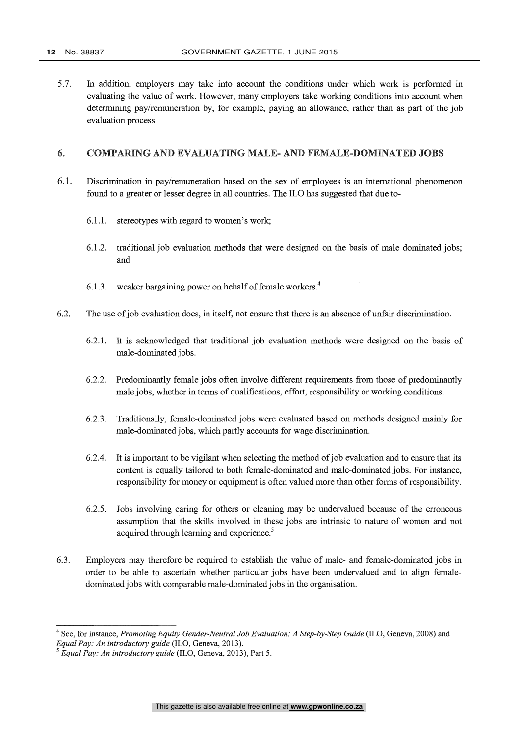5.7. In addition, employers may take into account the conditions under which work is performed in evaluating the value of work. However, many employers take working conditions into account when determining pay/remuneration by, for example, paying an allowance, rather than as part of the job evaluation process.

## 6. COMPARING AND EVALUATING MALE- AND FEMALE-DOMINATED JOBS

6.1. Discrimination in pay/remuneration based on the sex of employees is an international phenomenon found to a greater or lesser degree in all countries. The ILO has suggested that due to-

6.1.1. stereotypes with regard to women's work;

6.1.2. traditional job evaluation methods that were designed on the basis of male dominated jobs; and

6.1.3. weaker bargaining power on behalf of female workers.[4]

6.2. The use of job evaluation does, in itself, not ensure that there is an absence of unfair discrimination.

6.2.1. It is acknowledged that traditional job evaluation methods were designed on the basis of male-dominated jobs.

6.2.2. Predominantly female jobs often involve different requirements from those of predominantly male jobs, whether in terms of qualifications, effort, responsibility or working conditions.

6.2.3. Traditionally, female-dominated jobs were evaluated based on methods designed mainly for male-dominated jobs, which partly accounts for wage discrimination.

6.2.4. It is important to be vigilant when selecting the method of job evaluation and to ensure that its content is equally tailored to both female-dominated and male-dominated jobs. For instance, responsibility for money or equipment is often valued more than other forms of responsibility.

6.2.5. Jobs involving caring for others or cleaning may be undervalued because of the erroneous assumption that the skills involved in these jobs are intrinsic to nature of women and not acquired through learning and experience.[5]

6.3. Employers may therefore be required to establish the value of male- and female-dominated jobs in order to be able to ascertain whether particular jobs have been undervalued and to align female-dominated jobs with comparable male-dominated jobs in the organisation.

---

[4] See, for instance, *Promoting Equity Gender-Neutral Job Evaluation: A Step-by-Step Guide* (ILO, Geneva, 2008) and *Equal Pay: An introductory guide* (ILO, Geneva, 2013).

[5] *Equal Pay: An introductory guide* (ILO, Geneva, 2013), Part 5.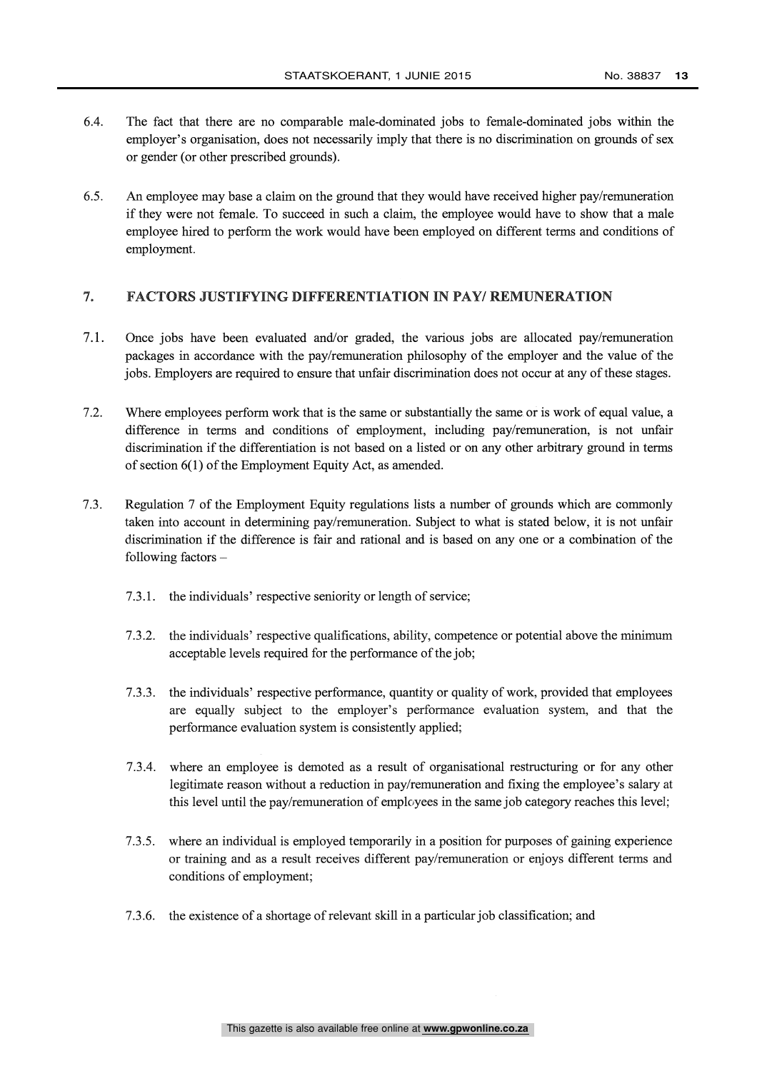6.4. The fact that there are no comparable male-dominated jobs to female-dominated jobs within the employer's organisation, does not necessarily imply that there is no discrimination on grounds of sex or gender (or other prescribed grounds).

6.5. An employee may base a claim on the ground that they would have received higher pay/remuneration if they were not female. To succeed in such a claim, the employee would have to show that a male employee hired to perform the work would have been employed on different terms and conditions of employment.

## 7. FACTORS JUSTIFYING DIFFERENTIATION IN PAY/ REMUNERATION

7.1. Once jobs have been evaluated and/or graded, the various jobs are allocated pay/remuneration packages in accordance with the pay/remuneration philosophy of the employer and the value of the jobs. Employers are required to ensure that unfair discrimination does not occur at any of these stages.

7.2. Where employees perform work that is the same or substantially the same or is work of equal value, a difference in terms and conditions of employment, including pay/remuneration, is not unfair discrimination if the differentiation is not based on a listed or on any other arbitrary ground in terms of section 6(1) of the Employment Equity Act, as amended.

7.3. Regulation 7 of the Employment Equity regulations lists a number of grounds which are commonly taken into account in determining pay/remuneration. Subject to what is stated below, it is not unfair discrimination if the difference is fair and rational and is based on any one or a combination of the following factors –

7.3.1. the individuals' respective seniority or length of service;

7.3.2. the individuals' respective qualifications, ability, competence or potential above the minimum acceptable levels required for the performance of the job;

7.3.3. the individuals' respective performance, quantity or quality of work, provided that employees are equally subject to the employer's performance evaluation system, and that the performance evaluation system is consistently applied;

7.3.4. where an employee is demoted as a result of organisational restructuring or for any other legitimate reason without a reduction in pay/remuneration and fixing the employee's salary at this level until the pay/remuneration of employees in the same job category reaches this level;

7.3.5. where an individual is employed temporarily in a position for purposes of gaining experience or training and as a result receives different pay/remuneration or enjoys different terms and conditions of employment;

7.3.6. the existence of a shortage of relevant skill in a particular job classification; and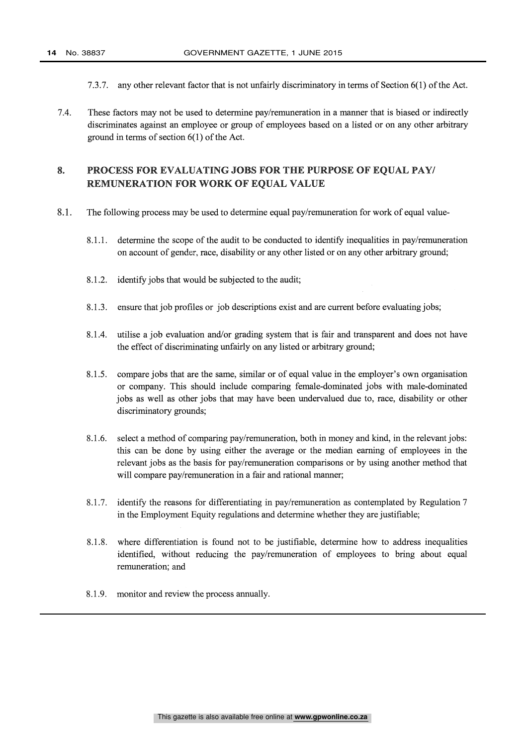7.3.7. any other relevant factor that is not unfairly discriminatory in terms of Section 6(1) of the Act.

7.4. These factors may not be used to determine pay/remuneration in a manner that is biased or indirectly discriminates against an employee or group of employees based on a listed or on any other arbitrary ground in terms of section 6(1) of the Act.

## 8. PROCESS FOR EVALUATING JOBS FOR THE PURPOSE OF EQUAL PAY/ REMUNERATION FOR WORK OF EQUAL VALUE

8.1. The following process may be used to determine equal pay/remuneration for work of equal value-

8.1.1. determine the scope of the audit to be conducted to identify inequalities in pay/remuneration on account of gender, race, disability or any other listed or on any other arbitrary ground;

8.1.2. identify jobs that would be subjected to the audit;

8.1.3. ensure that job profiles or job descriptions exist and are current before evaluating jobs;

8.1.4. utilise a job evaluation and/or grading system that is fair and transparent and does not have the effect of discriminating unfairly on any listed or arbitrary ground;

8.1.5. compare jobs that are the same, similar or of equal value in the employer's own organisation or company. This should include comparing female-dominated jobs with male-dominated jobs as well as other jobs that may have been undervalued due to, race, disability or other discriminatory grounds;

8.1.6. select a method of comparing pay/remuneration, both in money and kind, in the relevant jobs: this can be done by using either the average or the median earning of employees in the relevant jobs as the basis for pay/remuneration comparisons or by using another method that will compare pay/remuneration in a fair and rational manner;

8.1.7. identify the reasons for differentiating in pay/remuneration as contemplated by Regulation 7 in the Employment Equity regulations and determine whether they are justifiable;

8.1.8. where differentiation is found not to be justifiable, determine how to address inequalities identified, without reducing the pay/remuneration of employees to bring about equal remuneration; and

8.1.9. monitor and review the process annually.